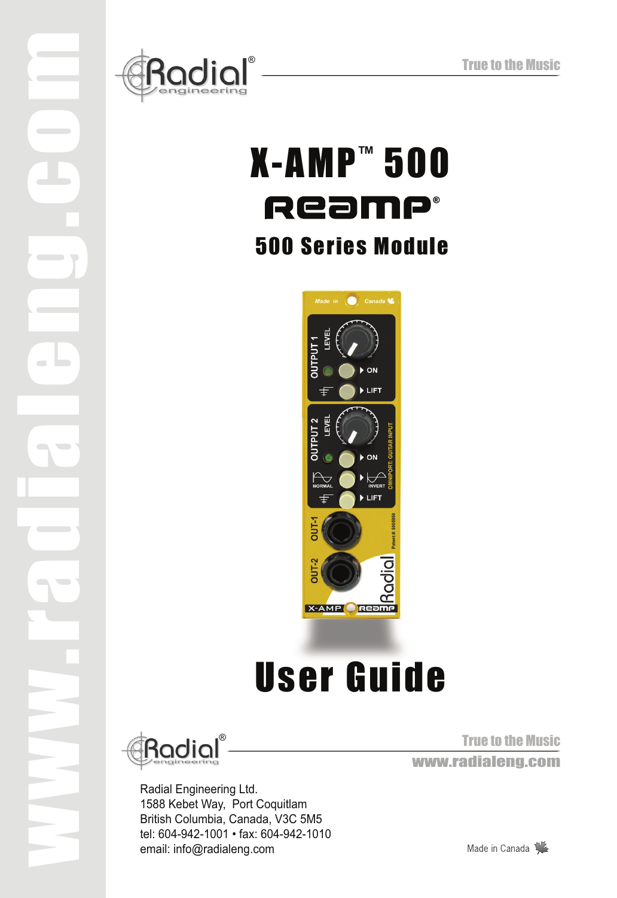# X-AMP™ 500

## Reamp®

## 500 Series Module

# User Guide

True to the Music

www.radialeng.com

Radial Engineering Ltd.
1588 Kebet Way, Port Coquitlam
British Columbia, Canada, V3C 5M5
tel: 604-942-1001 • fax: 604-942-1010
email: info@radialeng.com

Made in Canada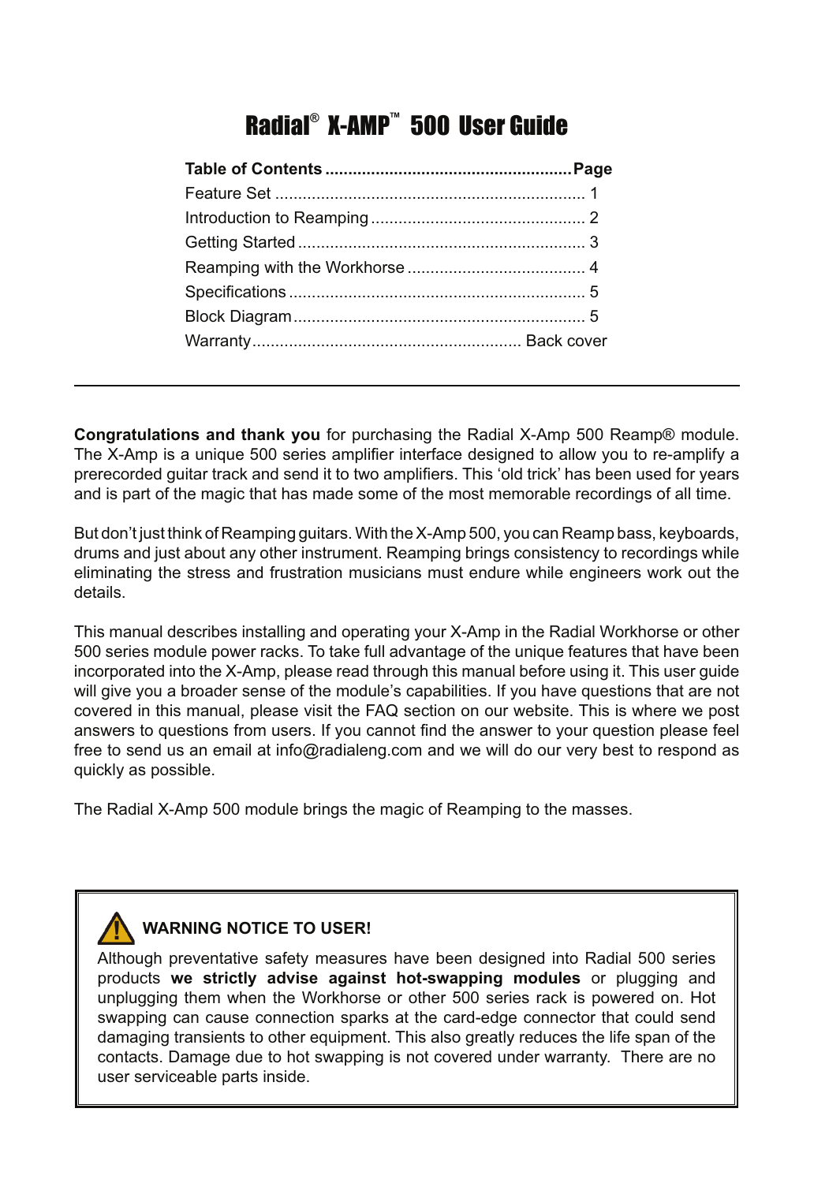# Radial® X-AMP™ 500 User Guide

| Table of Contents | Page |
| --- | --- |
| Feature Set | 1 |
| Introduction to Reamping | 2 |
| Getting Started | 3 |
| Reamping with the Workhorse | 4 |
| Specifications | 5 |
| Block Diagram | 5 |
| Warranty | Back cover |

---

**Congratulations and thank you** for purchasing the Radial X-Amp 500 Reamp® module. The X-Amp is a unique 500 series amplifier interface designed to allow you to re-amplify a prerecorded guitar track and send it to two amplifiers. This 'old trick' has been used for years and is part of the magic that has made some of the most memorable recordings of all time.

But don't just think of Reamping guitars. With the X-Amp 500, you can Reamp bass, keyboards, drums and just about any other instrument. Reamping brings consistency to recordings while eliminating the stress and frustration musicians must endure while engineers work out the details.

This manual describes installing and operating your X-Amp in the Radial Workhorse or other 500 series module power racks. To take full advantage of the unique features that have been incorporated into the X-Amp, please read through this manual before using it. This user guide will give you a broader sense of the module's capabilities. If you have questions that are not covered in this manual, please visit the FAQ section on our website. This is where we post answers to questions from users. If you cannot find the answer to your question please feel free to send us an email at info@radialeng.com and we will do our very best to respond as quickly as possible.

The Radial X-Amp 500 module brings the magic of Reamping to the masses.

**WARNING NOTICE TO USER!**

Although preventative safety measures have been designed into Radial 500 series products **we strictly advise against hot-swapping modules** or plugging and unplugging them when the Workhorse or other 500 series rack is powered on. Hot swapping can cause connection sparks at the card-edge connector that could send damaging transients to other equipment. This also greatly reduces the life span of the contacts. Damage due to hot swapping is not covered under warranty. There are no user serviceable parts inside.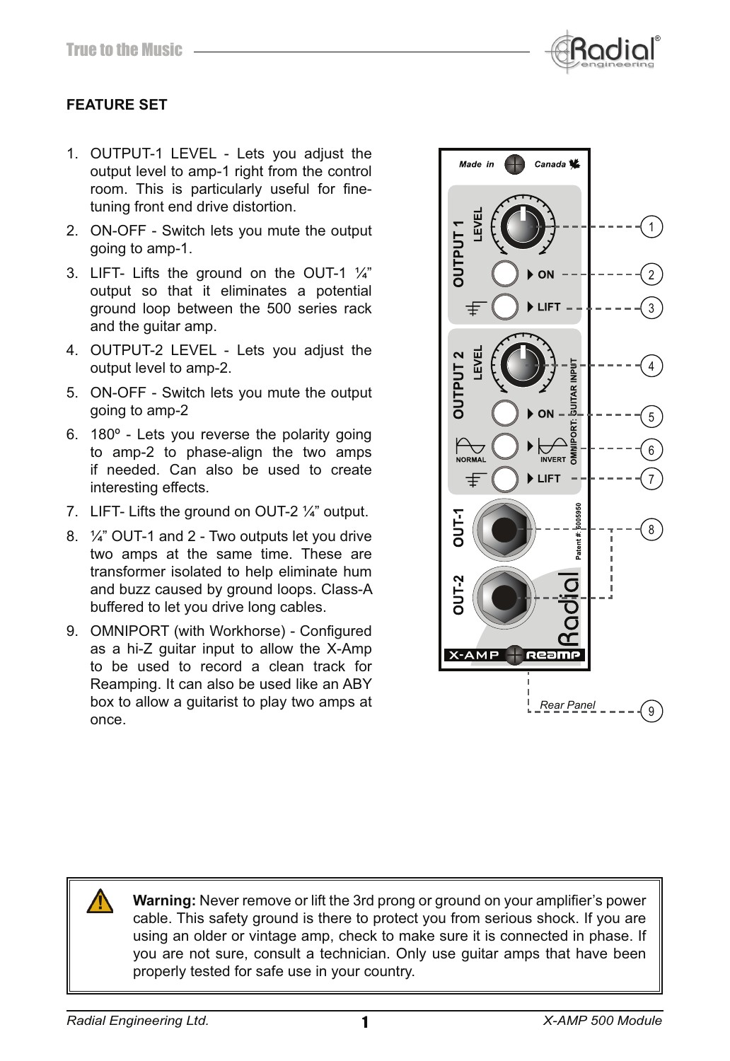## FEATURE SET

1. OUTPUT-1 LEVEL - Lets you adjust the output level to amp-1 right from the control room. This is particularly useful for fine-tuning front end drive distortion.
2. ON-OFF - Switch lets you mute the output going to amp-1.
3. LIFT- Lifts the ground on the OUT-1 ¼" output so that it eliminates a potential ground loop between the 500 series rack and the guitar amp.
4. OUTPUT-2 LEVEL - Lets you adjust the output level to amp-2.
5. ON-OFF - Switch lets you mute the output going to amp-2
6. 180º - Lets you reverse the polarity going to amp-2 to phase-align the two amps if needed. Can also be used to create interesting effects.
7. LIFT- Lifts the ground on OUT-2 ¼" output.
8. ¼" OUT-1 and 2 - Two outputs let you drive two amps at the same time. These are transformer isolated to help eliminate hum and buzz caused by ground loops. Class-A buffered to let you drive long cables.
9. OMNIPORT (with Workhorse) - Configured as a hi-Z guitar input to allow the X-Amp to be used to record a clean track for Reamping. It can also be used like an ABY box to allow a guitarist to play two amps at once.

Made in Canada

OUTPUT 1 LEVEL — ON — LIFT

OUTPUT 2 LEVEL — ON — NORMAL / INVERT — LIFT

OMNIPORT: GUITAR INPUT

OUT-1 — OUT-2

Patent #: 6005950

X-AMP Reamp

*Rear Panel*

**Warning:** Never remove or lift the 3rd prong or ground on your amplifier's power cable. This safety ground is there to protect you from serious shock. If you are using an older or vintage amp, check to make sure it is connected in phase. If you are not sure, consult a technician. Only use guitar amps that have been properly tested for safe use in your country.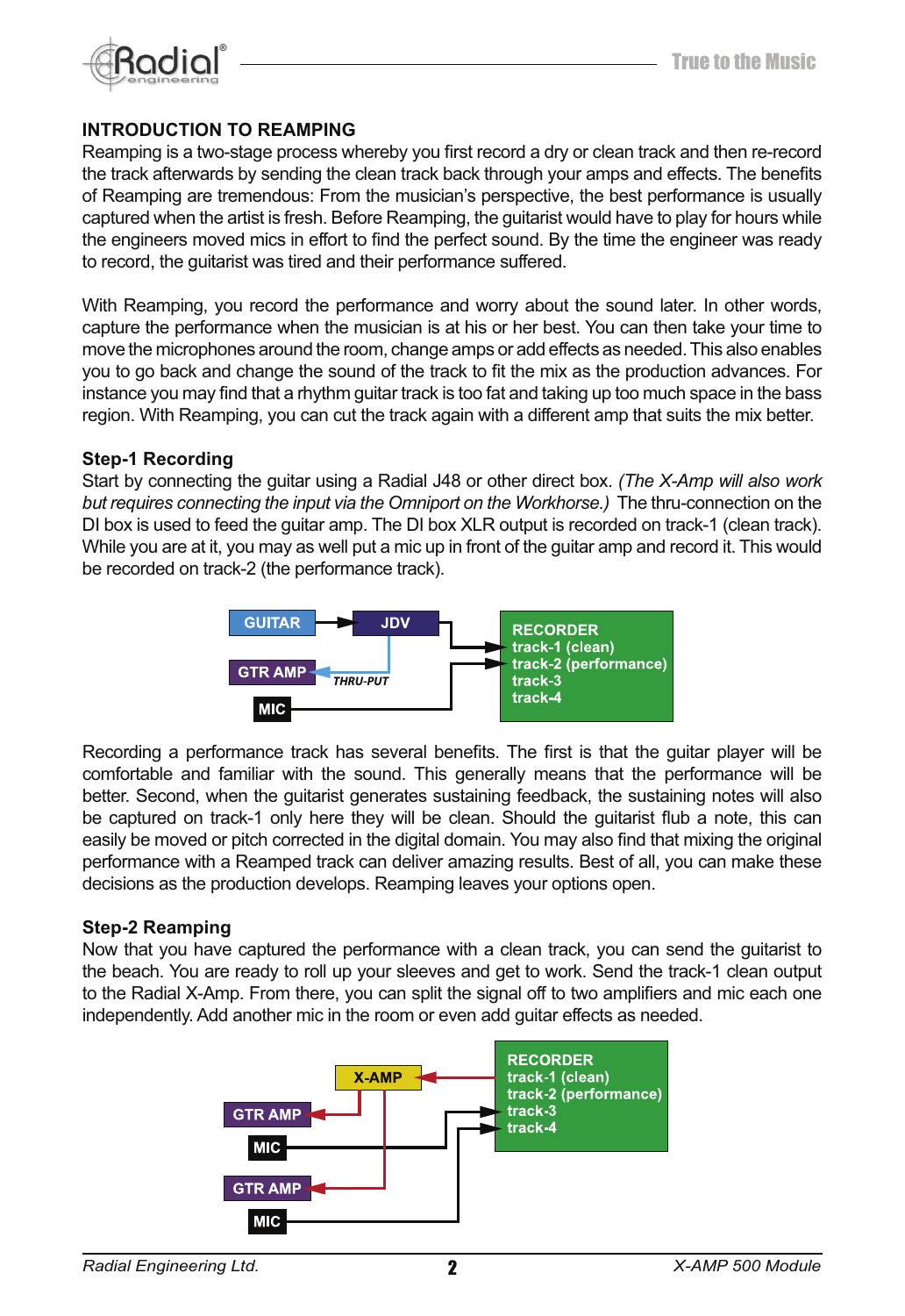## INTRODUCTION TO REAMPING

Reamping is a two-stage process whereby you first record a dry or clean track and then re-record the track afterwards by sending the clean track back through your amps and effects. The benefits of Reamping are tremendous: From the musician's perspective, the best performance is usually captured when the artist is fresh. Before Reamping, the guitarist would have to play for hours while the engineers moved mics in effort to find the perfect sound. By the time the engineer was ready to record, the guitarist was tired and their performance suffered.

With Reamping, you record the performance and worry about the sound later. In other words, capture the performance when the musician is at his or her best. You can then take your time to move the microphones around the room, change amps or add effects as needed. This also enables you to go back and change the sound of the track to fit the mix as the production advances. For instance you may find that a rhythm guitar track is too fat and taking up too much space in the bass region. With Reamping, you can cut the track again with a different amp that suits the mix better.

### Step-1 Recording

Start by connecting the guitar using a Radial J48 or other direct box. *(The X-Amp will also work but requires connecting the input via the Omniport on the Workhorse.)* The thru-connection on the DI box is used to feed the guitar amp. The DI box XLR output is recorded on track-1 (clean track). While you are at it, you may as well put a mic up in front of the guitar amp and record it. This would be recorded on track-2 (the performance track).

GUITAR → JDV → RECORDER track-1 (clean)
JDV THRU-PUT → GTR AMP
MIC → RECORDER track-2 (performance)
RECORDER: track-1 (clean), track-2 (performance), track-3, track-4

Recording a performance track has several benefits. The first is that the guitar player will be comfortable and familiar with the sound. This generally means that the performance will be better. Second, when the guitarist generates sustaining feedback, the sustaining notes will also be captured on track-1 only here they will be clean. Should the guitarist flub a note, this can easily be moved or pitch corrected in the digital domain. You may also find that mixing the original performance with a Reamped track can deliver amazing results. Best of all, you can make these decisions as the production develops. Reamping leaves your options open.

### Step-2 Reamping

Now that you have captured the performance with a clean track, you can send the guitarist to the beach. You are ready to roll up your sleeves and get to work. Send the track-1 clean output to the Radial X-Amp. From there, you can split the signal off to two amplifiers and mic each one independently. Add another mic in the room or even add guitar effects as needed.

RECORDER track-1 (clean) → X-AMP
X-AMP → GTR AMP → MIC → RECORDER track-3
X-AMP → GTR AMP → MIC → RECORDER track-4
RECORDER: track-1 (clean), track-2 (performance), track-3, track-4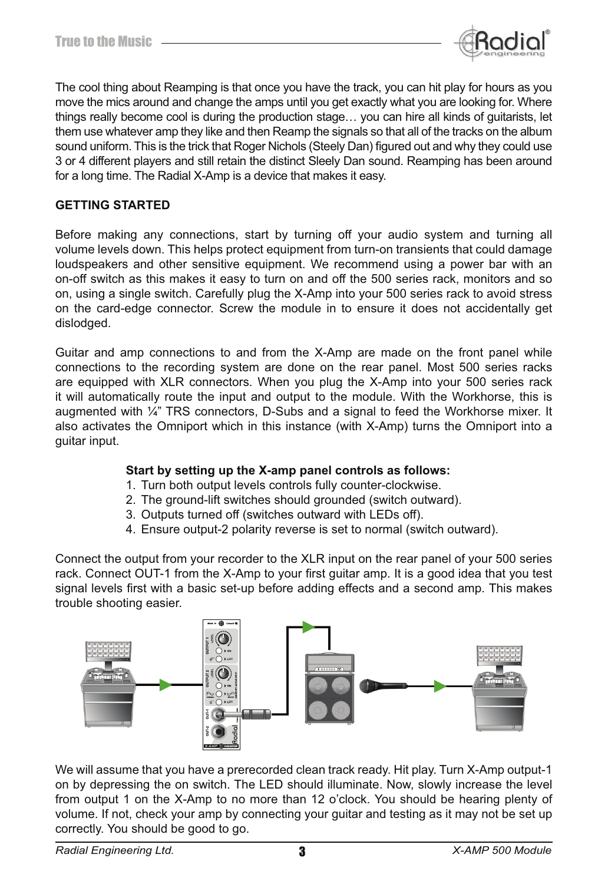The cool thing about Reamping is that once you have the track, you can hit play for hours as you move the mics around and change the amps until you get exactly what you are looking for. Where things really become cool is during the production stage… you can hire all kinds of guitarists, let them use whatever amp they like and then Reamp the signals so that all of the tracks on the album sound uniform. This is the trick that Roger Nichols (Steely Dan) figured out and why they could use 3 or 4 different players and still retain the distinct Sleely Dan sound. Reamping has been around for a long time. The Radial X-Amp is a device that makes it easy.

**GETTING STARTED**

Before making any connections, start by turning off your audio system and turning all volume levels down. This helps protect equipment from turn-on transients that could damage loudspeakers and other sensitive equipment. We recommend using a power bar with an on-off switch as this makes it easy to turn on and off the 500 series rack, monitors and so on, using a single switch. Carefully plug the X-Amp into your 500 series rack to avoid stress on the card-edge connector. Screw the module in to ensure it does not accidentally get dislodged.

Guitar and amp connections to and from the X-Amp are made on the front panel while connections to the recording system are done on the rear panel. Most 500 series racks are equipped with XLR connectors. When you plug the X-Amp into your 500 series rack it will automatically route the input and output to the module. With the Workhorse, this is augmented with ¼" TRS connectors, D-Subs and a signal to feed the Workhorse mixer. It also activates the Omniport which in this instance (with X-Amp) turns the Omniport into a guitar input.

**Start by setting up the X-amp panel controls as follows:**

1. Turn both output levels controls fully counter-clockwise.
2. The ground-lift switches should grounded (switch outward).
3. Outputs turned off (switches outward with LEDs off).
4. Ensure output-2 polarity reverse is set to normal (switch outward).

Connect the output from your recorder to the XLR input on the rear panel of your 500 series rack. Connect OUT-1 from the X-Amp to your first guitar amp. It is a good idea that you test signal levels first with a basic set-up before adding effects and a second amp. This makes trouble shooting easier.

We will assume that you have a prerecorded clean track ready. Hit play. Turn X-Amp output-1 on by depressing the on switch. The LED should illuminate. Now, slowly increase the level from output 1 on the X-Amp to no more than 12 o'clock. You should be hearing plenty of volume. If not, check your amp by connecting your guitar and testing as it may not be set up correctly. You should be good to go.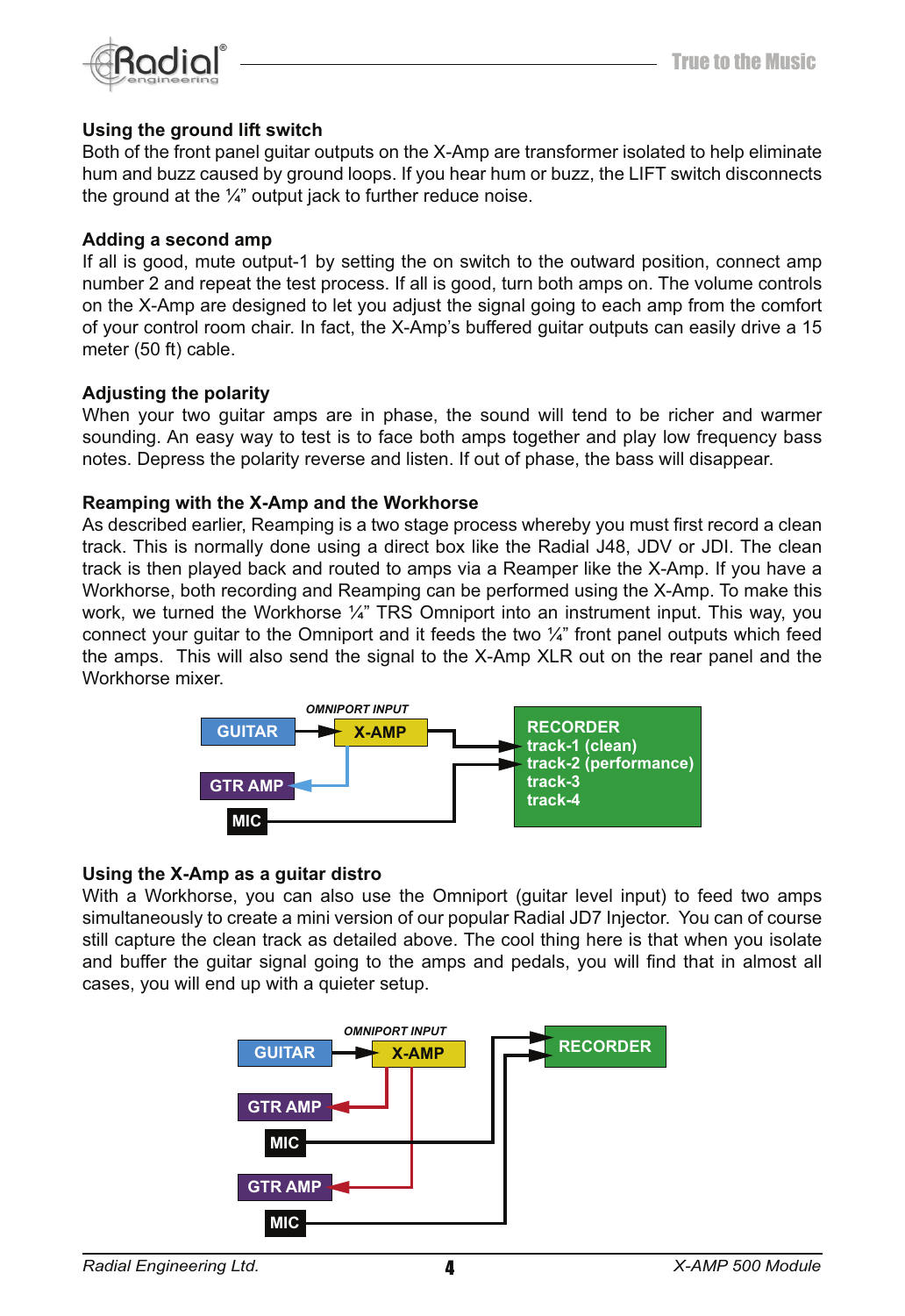### Using the ground lift switch

Both of the front panel guitar outputs on the X-Amp are transformer isolated to help eliminate hum and buzz caused by ground loops. If you hear hum or buzz, the LIFT switch disconnects the ground at the ¼" output jack to further reduce noise.

### Adding a second amp

If all is good, mute output-1 by setting the on switch to the outward position, connect amp number 2 and repeat the test process. If all is good, turn both amps on. The volume controls on the X-Amp are designed to let you adjust the signal going to each amp from the comfort of your control room chair. In fact, the X-Amp's buffered guitar outputs can easily drive a 15 meter (50 ft) cable.

### Adjusting the polarity

When your two guitar amps are in phase, the sound will tend to be richer and warmer sounding. An easy way to test is to face both amps together and play low frequency bass notes. Depress the polarity reverse and listen. If out of phase, the bass will disappear.

### Reamping with the X-Amp and the Workhorse

As described earlier, Reamping is a two stage process whereby you must first record a clean track. This is normally done using a direct box like the Radial J48, JDV or JDI. The clean track is then played back and routed to amps via a Reamper like the X-Amp. If you have a Workhorse, both recording and Reamping can be performed using the X-Amp. To make this work, we turned the Workhorse ¼" TRS Omniport into an instrument input. This way, you connect your guitar to the Omniport and it feeds the two ¼" front panel outputs which feed the amps. This will also send the signal to the X-Amp XLR out on the rear panel and the Workhorse mixer.

*OMNIPORT INPUT*

GUITAR → X-AMP → RECORDER
GTR AMP
MIC

RECORDER
track-1 (clean)
track-2 (performance)
track-3
track-4

### Using the X-Amp as a guitar distro

With a Workhorse, you can also use the Omniport (guitar level input) to feed two amps simultaneously to create a mini version of our popular Radial JD7 Injector. You can of course still capture the clean track as detailed above. The cool thing here is that when you isolate and buffer the guitar signal going to the amps and pedals, you will find that in almost all cases, you will end up with a quieter setup.

*OMNIPORT INPUT*

GUITAR → X-AMP → RECORDER
GTR AMP
MIC
GTR AMP
MIC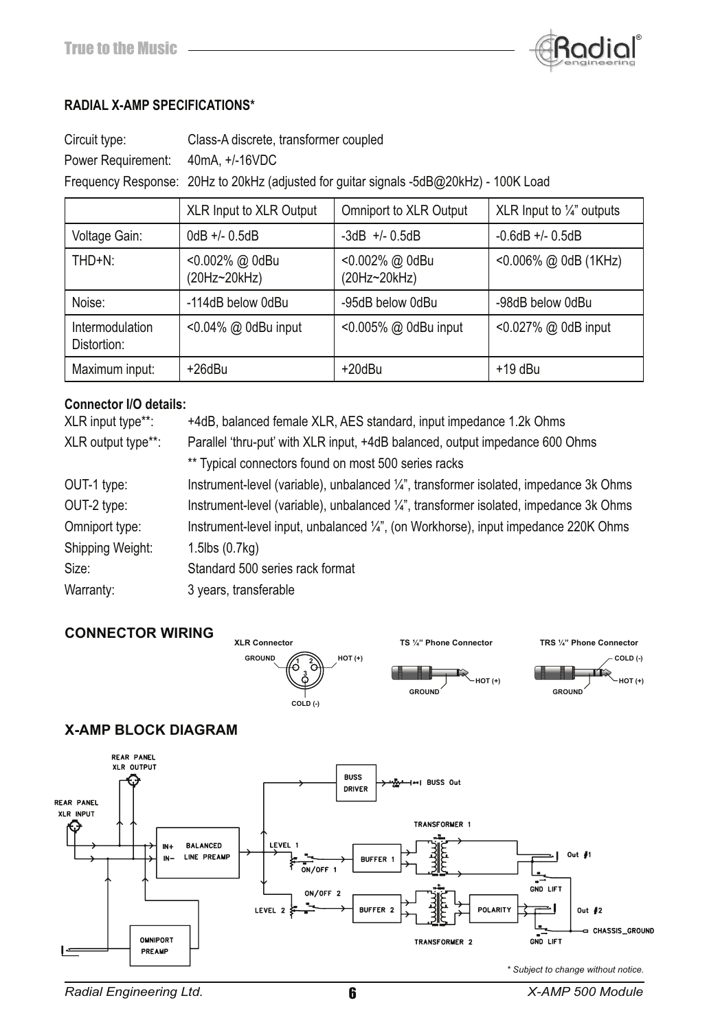## RADIAL X-AMP SPECIFICATIONS*

Circuit type: Class-A discrete, transformer coupled

Power Requirement: 40mA, +/-16VDC

Frequency Response: 20Hz to 20kHz (adjusted for guitar signals -5dB@20kHz) - 100K Load

| | XLR Input to XLR Output | Omniport to XLR Output | XLR Input to ¼" outputs |
|---|---|---|---|
| Voltage Gain: | 0dB +/- 0.5dB | -3dB +/- 0.5dB | -0.6dB +/- 0.5dB |
| THD+N: | <0.002% @ 0dBu (20Hz~20kHz) | <0.002% @ 0dBu (20Hz~20kHz) | <0.006% @ 0dB (1KHz) |
| Noise: | -114dB below 0dBu | -95dB below 0dBu | -98dB below 0dBu |
| Intermodulation Distortion: | <0.04% @ 0dBu input | <0.005% @ 0dBu input | <0.027% @ 0dB input |
| Maximum input: | +26dBu | +20dBu | +19 dBu |

**Connector I/O details:**

XLR input type**: +4dB, balanced female XLR, AES standard, input impedance 1.2k Ohms

XLR output type**: Parallel 'thru-put' with XLR input, +4dB balanced, output impedance 600 Ohms

** Typical connectors found on most 500 series racks

OUT-1 type: Instrument-level (variable), unbalanced ¼", transformer isolated, impedance 3k Ohms

OUT-2 type: Instrument-level (variable), unbalanced ¼", transformer isolated, impedance 3k Ohms

Omniport type: Instrument-level input, unbalanced ¼", (on Workhorse), input impedance 220K Ohms

Shipping Weight: 1.5lbs (0.7kg)

Size: Standard 500 series rack format

Warranty: 3 years, transferable

## CONNECTOR WIRING

XLR Connector: 1 GROUND, 2 HOT (+), 3 COLD (-)

TS ¼" Phone Connector: GROUND, HOT (+)

TRS ¼" Phone Connector: GROUND, HOT (+), COLD (-)

## X-AMP BLOCK DIAGRAM

*\* Subject to change without notice.*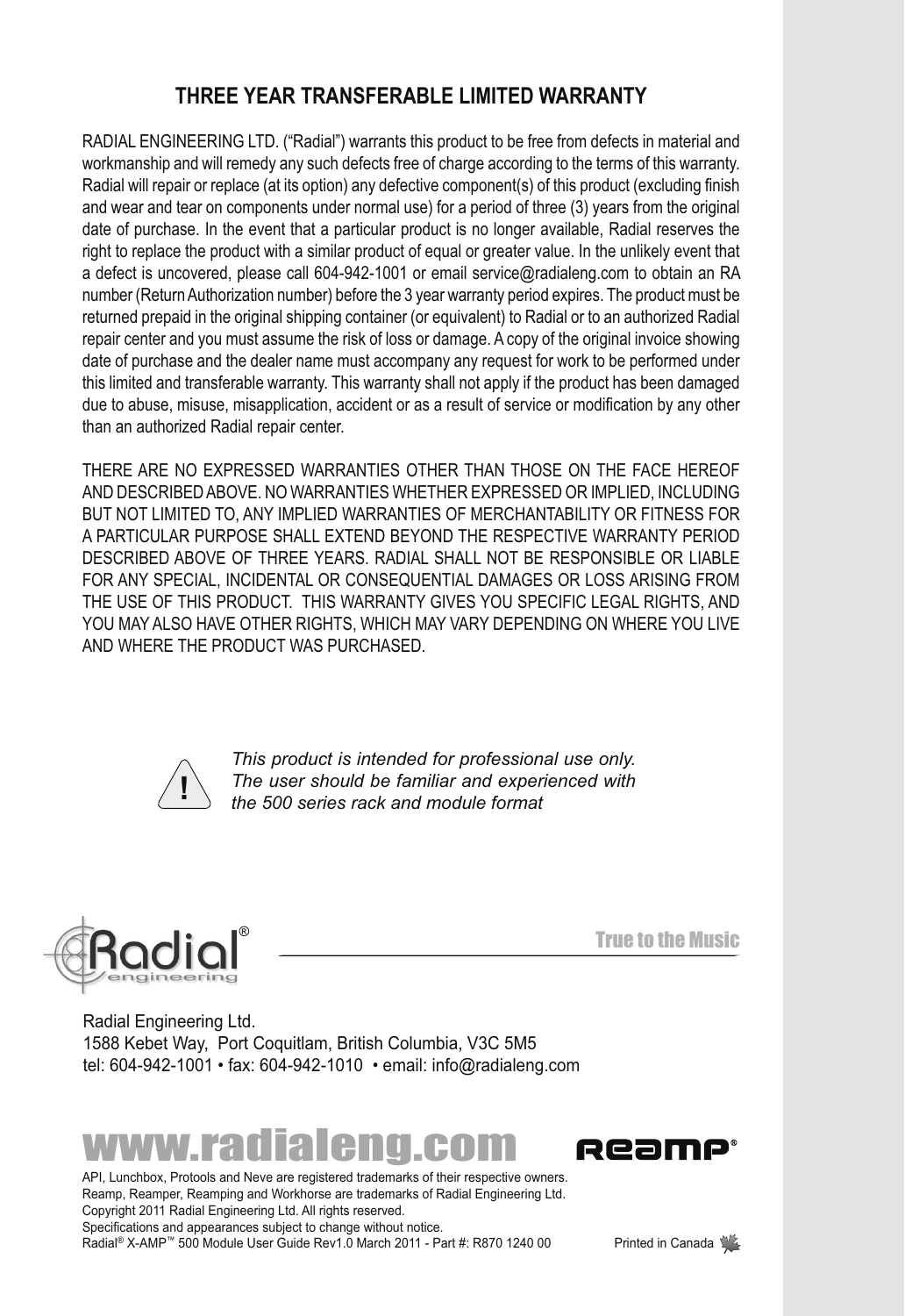## THREE YEAR TRANSFERABLE LIMITED WARRANTY

RADIAL ENGINEERING LTD. (“Radial”) warrants this product to be free from defects in material and workmanship and will remedy any such defects free of charge according to the terms of this warranty. Radial will repair or replace (at its option) any defective component(s) of this product (excluding finish and wear and tear on components under normal use) for a period of three (3) years from the original date of purchase. In the event that a particular product is no longer available, Radial reserves the right to replace the product with a similar product of equal or greater value. In the unlikely event that a defect is uncovered, please call 604-942-1001 or email service@radialeng.com to obtain an RA number (Return Authorization number) before the 3 year warranty period expires. The product must be returned prepaid in the original shipping container (or equivalent) to Radial or to an authorized Radial repair center and you must assume the risk of loss or damage. A copy of the original invoice showing date of purchase and the dealer name must accompany any request for work to be performed under this limited and transferable warranty. This warranty shall not apply if the product has been damaged due to abuse, misuse, misapplication, accident or as a result of service or modification by any other than an authorized Radial repair center.

THERE ARE NO EXPRESSED WARRANTIES OTHER THAN THOSE ON THE FACE HEREOF AND DESCRIBED ABOVE. NO WARRANTIES WHETHER EXPRESSED OR IMPLIED, INCLUDING BUT NOT LIMITED TO, ANY IMPLIED WARRANTIES OF MERCHANTABILITY OR FITNESS FOR A PARTICULAR PURPOSE SHALL EXTEND BEYOND THE RESPECTIVE WARRANTY PERIOD DESCRIBED ABOVE OF THREE YEARS. RADIAL SHALL NOT BE RESPONSIBLE OR LIABLE FOR ANY SPECIAL, INCIDENTAL OR CONSEQUENTIAL DAMAGES OR LOSS ARISING FROM THE USE OF THIS PRODUCT. THIS WARRANTY GIVES YOU SPECIFIC LEGAL RIGHTS, AND YOU MAY ALSO HAVE OTHER RIGHTS, WHICH MAY VARY DEPENDING ON WHERE YOU LIVE AND WHERE THE PRODUCT WAS PURCHASED.

*This product is intended for professional use only. The user should be familiar and experienced with the 500 series rack and module format*

True to the Music

Radial Engineering Ltd.
1588 Kebet Way, Port Coquitlam, British Columbia, V3C 5M5
tel: 604-942-1001 • fax: 604-942-1010 • email: info@radialeng.com

**www.radialeng.com**

API, Lunchbox, Protools and Neve are registered trademarks of their respective owners.
Reamp, Reamper, Reamping and Workhorse are trademarks of Radial Engineering Ltd.
Copyright 2011 Radial Engineering Ltd. All rights reserved.
Specifications and appearances subject to change without notice.
Radial® X-AMP™ 500 Module User Guide Rev1.0 March 2011 - Part #: R870 1240 00

Printed in Canada